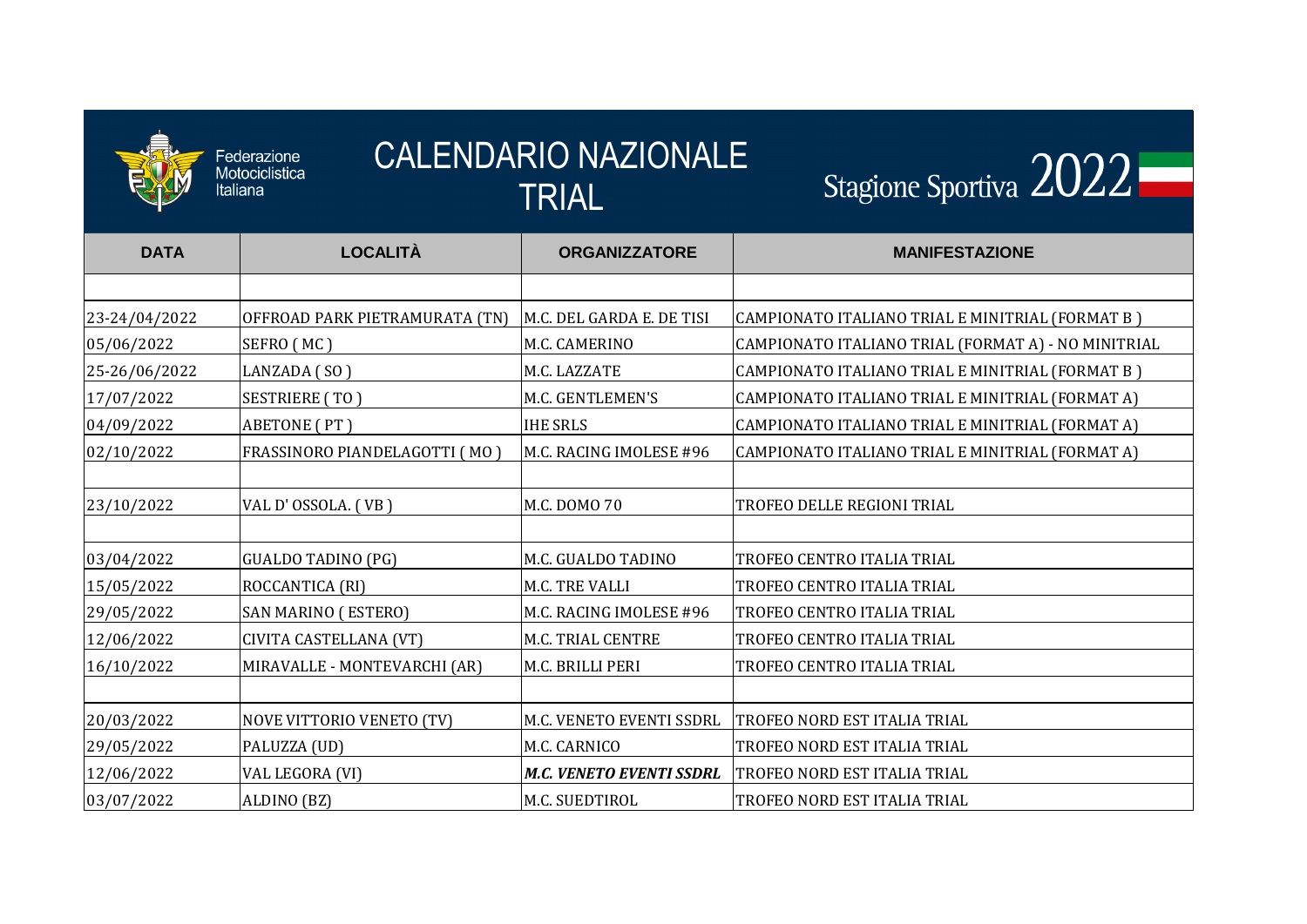# CALENDARIO NAZIONALE TRIAL

Federazione Motociclistica Italiana

Stagione Sportiva 2022

| DATA | LOCALITÀ | ORGANIZZATORE | MANIFESTAZIONE |
|---|---|---|---|
| | | | |
| 23-24/04/2022 | OFFROAD PARK PIETRAMURATA (TN) | M.C. DEL GARDA E. DE TISI | CAMPIONATO ITALIANO TRIAL E MINITRIAL (FORMAT B ) |
| 05/06/2022 | SEFRO ( MC ) | M.C. CAMERINO | CAMPIONATO ITALIANO TRIAL (FORMAT A) - NO MINITRIAL |
| 25-26/06/2022 | LANZADA ( SO ) | M.C. LAZZATE | CAMPIONATO ITALIANO TRIAL E MINITRIAL (FORMAT B ) |
| 17/07/2022 | SESTRIERE ( TO ) | M.C. GENTLEMEN'S | CAMPIONATO ITALIANO TRIAL E MINITRIAL (FORMAT A) |
| 04/09/2022 | ABETONE ( PT ) | IHE SRLS | CAMPIONATO ITALIANO TRIAL E MINITRIAL (FORMAT A) |
| 02/10/2022 | FRASSINORO PIANDELAGOTTI ( MO ) | M.C. RACING IMOLESE #96 | CAMPIONATO ITALIANO TRIAL E MINITRIAL (FORMAT A) |
| | | | |
| 23/10/2022 | VAL D' OSSOLA. ( VB ) | M.C. DOMO 70 | TROFEO DELLE REGIONI TRIAL |
| | | | |
| 03/04/2022 | GUALDO TADINO (PG) | M.C. GUALDO TADINO | TROFEO CENTRO ITALIA TRIAL |
| 15/05/2022 | ROCCANTICA (RI) | M.C. TRE VALLI | TROFEO CENTRO ITALIA TRIAL |
| 29/05/2022 | SAN MARINO ( ESTERO) | M.C. RACING IMOLESE #96 | TROFEO CENTRO ITALIA TRIAL |
| 12/06/2022 | CIVITA CASTELLANA (VT) | M.C. TRIAL CENTRE | TROFEO CENTRO ITALIA TRIAL |
| 16/10/2022 | MIRAVALLE - MONTEVARCHI (AR) | M.C. BRILLI PERI | TROFEO CENTRO ITALIA TRIAL |
| | | | |
| 20/03/2022 | NOVE VITTORIO VENETO (TV) | M.C. VENETO EVENTI SSDRL | TROFEO NORD EST ITALIA TRIAL |
| 29/05/2022 | PALUZZA (UD) | M.C. CARNICO | TROFEO NORD EST ITALIA TRIAL |
| 12/06/2022 | VAL LEGORA (VI) | ***M.C. VENETO EVENTI SSDRL*** | TROFEO NORD EST ITALIA TRIAL |
| 03/07/2022 | ALDINO (BZ) | M.C. SUEDTIROL | TROFEO NORD EST ITALIA TRIAL |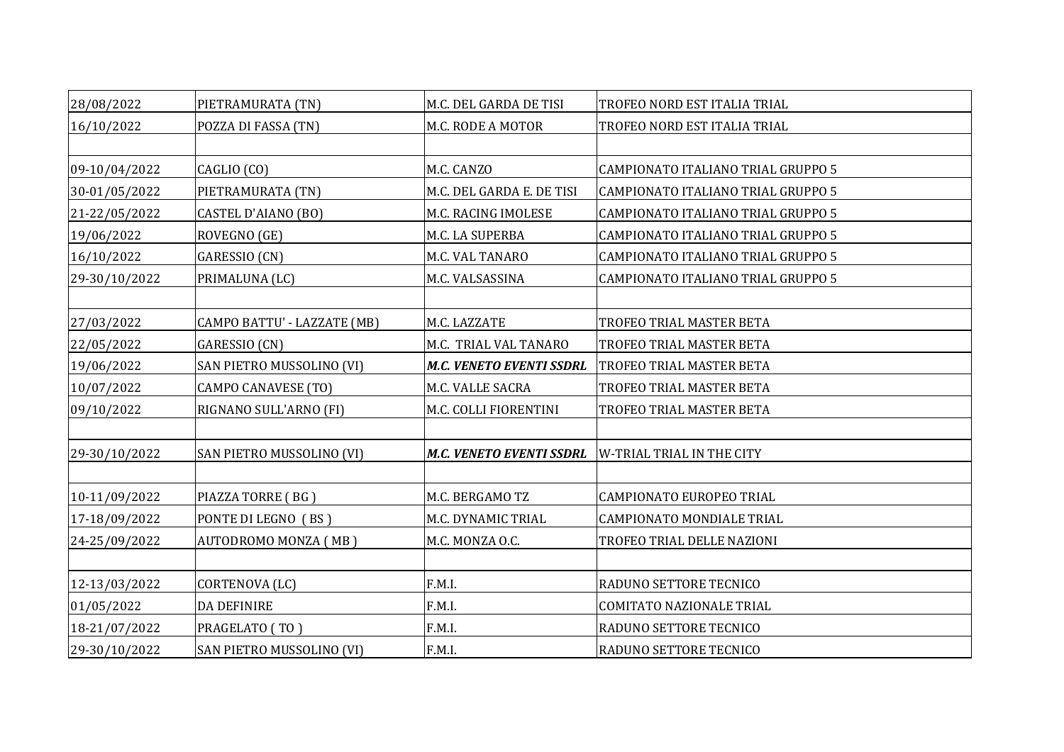| | | | |
|---|---|---|---|
| 28/08/2022 | PIETRAMURATA (TN) | M.C. DEL GARDA DE TISI | TROFEO NORD EST ITALIA TRIAL |
| 16/10/2022 | POZZA DI FASSA (TN) | M.C. RODE A MOTOR | TROFEO NORD EST ITALIA TRIAL |
| | | | |
| 09-10/04/2022 | CAGLIO (CO) | M.C. CANZO | CAMPIONATO ITALIANO TRIAL GRUPPO 5 |
| 30-01/05/2022 | PIETRAMURATA (TN) | M.C. DEL GARDA E. DE TISI | CAMPIONATO ITALIANO TRIAL GRUPPO 5 |
| 21-22/05/2022 | CASTEL D'AIANO (BO) | M.C. RACING IMOLESE | CAMPIONATO ITALIANO TRIAL GRUPPO 5 |
| 19/06/2022 | ROVEGNO (GE) | M.C. LA SUPERBA | CAMPIONATO ITALIANO TRIAL GRUPPO 5 |
| 16/10/2022 | GARESSIO (CN) | M.C. VAL TANARO | CAMPIONATO ITALIANO TRIAL GRUPPO 5 |
| 29-30/10/2022 | PRIMALUNA (LC) | M.C. VALSASSINA | CAMPIONATO ITALIANO TRIAL GRUPPO 5 |
| | | | |
| 27/03/2022 | CAMPO BATTU' - LAZZATE (MB) | M.C. LAZZATE | TROFEO TRIAL MASTER BETA |
| 22/05/2022 | GARESSIO (CN) | M.C. TRIAL VAL TANARO | TROFEO TRIAL MASTER BETA |
| 19/06/2022 | SAN PIETRO MUSSOLINO (VI) | ***M.C. VENETO EVENTI SSDRL*** | TROFEO TRIAL MASTER BETA |
| 10/07/2022 | CAMPO CANAVESE (TO) | M.C. VALLE SACRA | TROFEO TRIAL MASTER BETA |
| 09/10/2022 | RIGNANO SULL'ARNO (FI) | M.C. COLLI FIORENTINI | TROFEO TRIAL MASTER BETA |
| | | | |
| 29-30/10/2022 | SAN PIETRO MUSSOLINO (VI) | ***M.C. VENETO EVENTI SSDRL*** | W-TRIAL TRIAL IN THE CITY |
| | | | |
| 10-11/09/2022 | PIAZZA TORRE ( BG ) | M.C. BERGAMO TZ | CAMPIONATO EUROPEO TRIAL |
| 17-18/09/2022 | PONTE DI LEGNO ( BS ) | M.C. DYNAMIC TRIAL | CAMPIONATO MONDIALE TRIAL |
| 24-25/09/2022 | AUTODROMO MONZA ( MB ) | M.C. MONZA O.C. | TROFEO TRIAL DELLE NAZIONI |
| | | | |
| 12-13/03/2022 | CORTENOVA (LC) | F.M.I. | RADUNO SETTORE TECNICO |
| 01/05/2022 | DA DEFINIRE | F.M.I. | COMITATO NAZIONALE TRIAL |
| 18-21/07/2022 | PRAGELATO ( TO ) | F.M.I. | RADUNO SETTORE TECNICO |
| 29-30/10/2022 | SAN PIETRO MUSSOLINO (VI) | F.M.I. | RADUNO SETTORE TECNICO |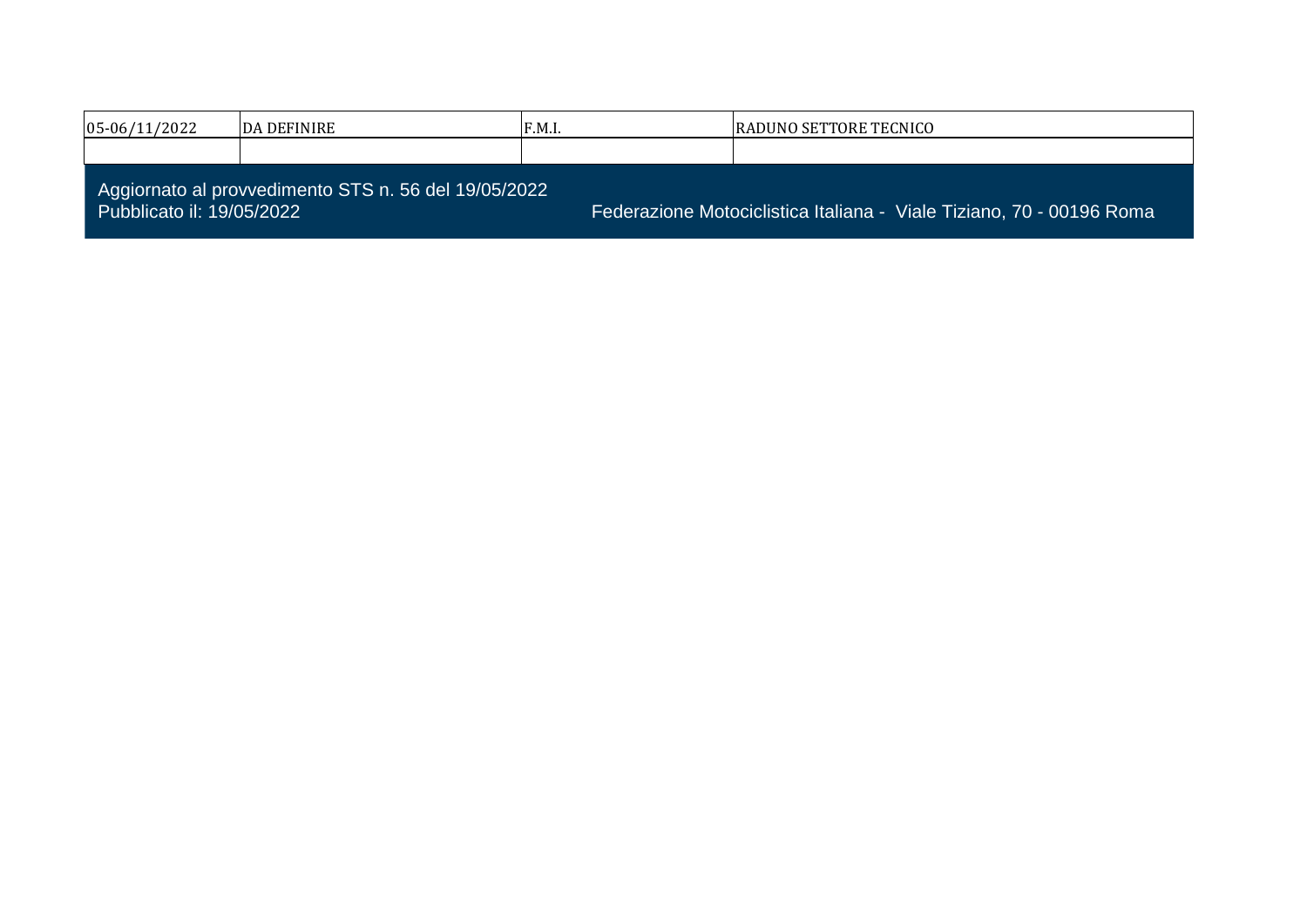| | | | |
|---|---|---|---|
| 05-06/11/2022 | DA DEFINIRE | F.M.I. | RADUNO SETTORE TECNICO |
| | | | |

Aggiornato al provvedimento STS n. 56 del 19/05/2022
Pubblicato il: 19/05/2022

Federazione Motociclistica Italiana - Viale Tiziano, 70 - 00196 Roma